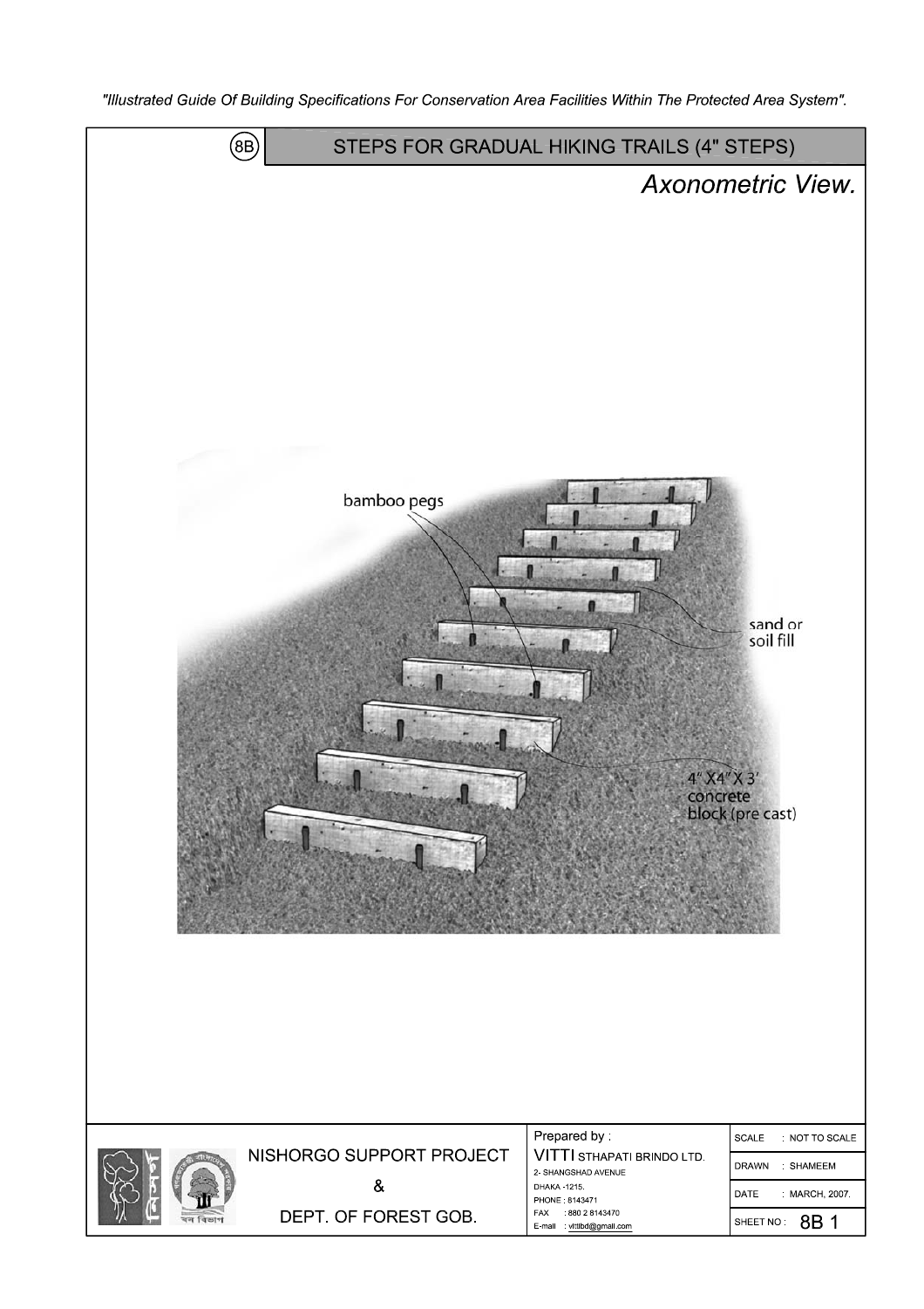"Illustrated Guide Of Building Specifications For Conservation Area Facilities Within The Protected Area System".

## (8B) STEPS FOR GRADUAL HIKING TRAILS (4" STEPS)

*Axonometric View.*

bamboo pegs

sand or soil fill

4" X4" X 3' concrete block (pre cast)

| NISHORGO SUPPORT PROJECT & DEPT. OF FOREST GOB. | Prepared by : VITTI STHAPATI BRINDO LTD. 2- SHANGSHAD AVENUE DHAKA -1215. PHONE : 8143471 FAX : 880 2 8143470 E-mail : vitibd@gmail.com | SCALE : NOT TO SCALE |
|---|---|---|
| | | DRAWN : SHAMEEM |
| | | DATE : MARCH, 2007. |
| | | SHEET NO : 8B 1 |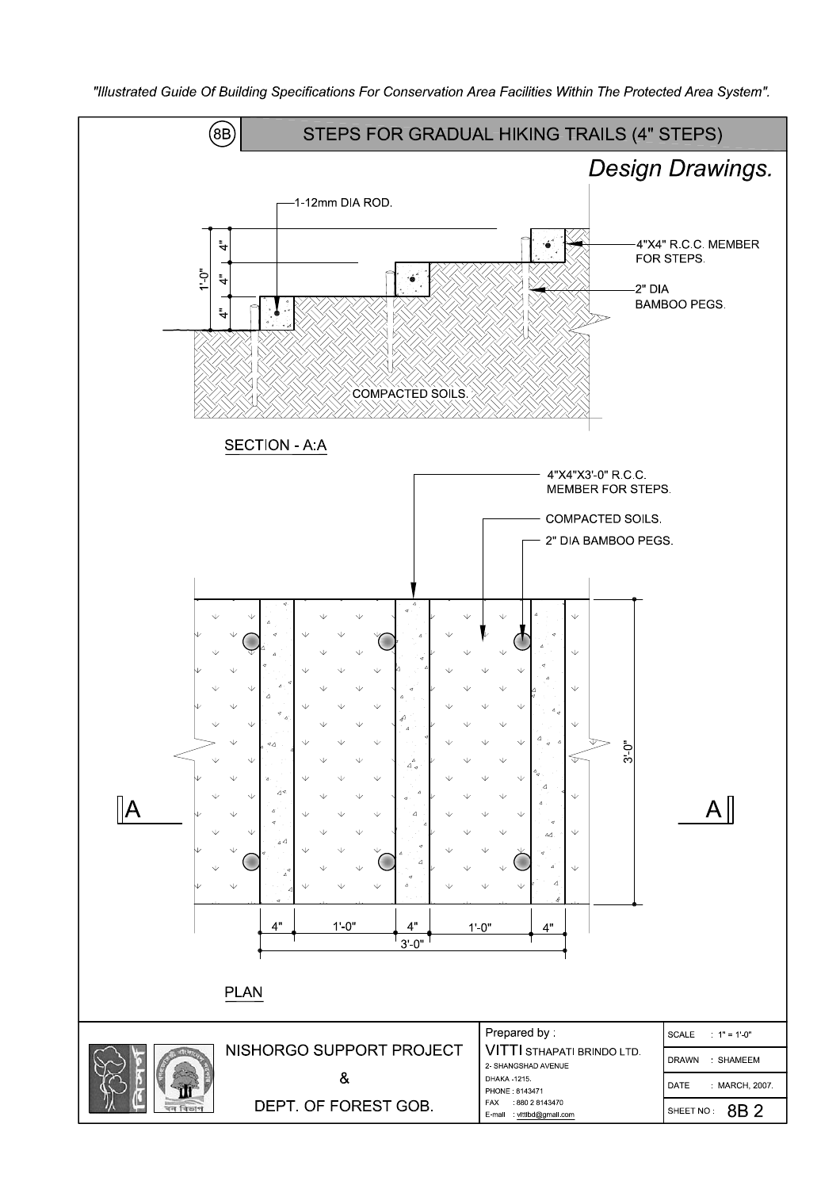"Illustrated Guide Of Building Specifications For Conservation Area Facilities Within The Protected Area System".

## (8B) STEPS FOR GRADUAL HIKING TRAILS (4" STEPS)

*Design Drawings.*

1-12mm DIA ROD.

4"X4" R.C.C. MEMBER FOR STEPS.

2" DIA BAMBOO PEGS.

4"

4"

4"

1'-0"

COMPACTED SOILS.

SECTION - A:A

4"X4"X3'-0" R.C.C. MEMBER FOR STEPS.

COMPACTED SOILS.

2" DIA BAMBOO PEGS.

3'-0"

A

A

4" 1'-0" 4" 1'-0" 4"

3'-0"

PLAN

| NISHORGO SUPPORT PROJECT & DEPT. OF FOREST GOB. | Prepared by : VITTI STHAPATI BRINDO LTD. 2- SHANGSHAD AVENUE DHAKA -1215. PHONE : 8143471 FAX : 880 2 8143470 E-mail : vittibd@gmail.com | SCALE : 1" = 1'-0" |
|---|---|---|
| | | DRAWN : SHAMEEM |
| | | DATE : MARCH, 2007. |
| | | SHEET NO : 8B 2 |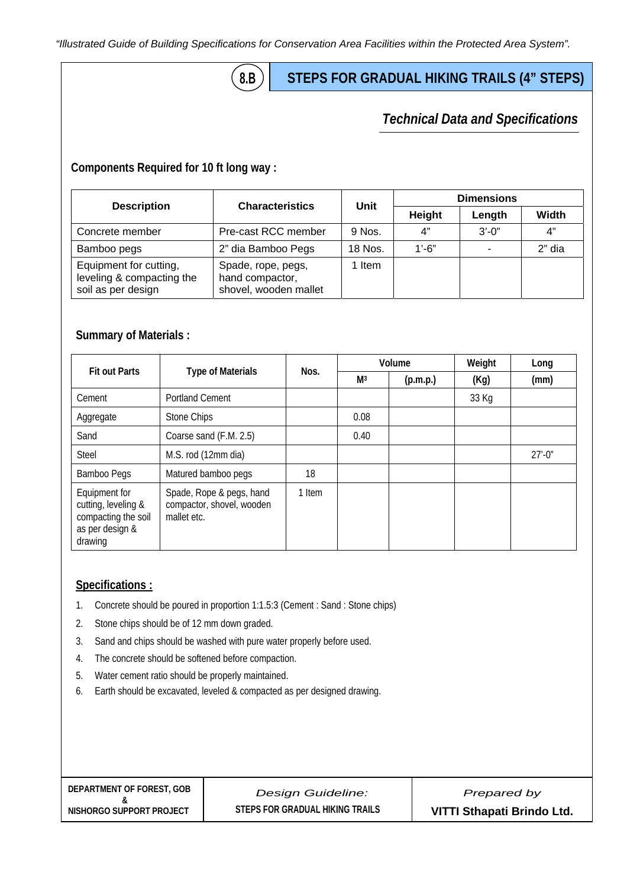## 8.B STEPS FOR GRADUAL HIKING TRAILS (4" STEPS)

### *Technical Data and Specifications*

**Components Required for 10 ft long way :**

| Description | Characteristics | Unit | Dimensions | | |
|---|---|---|---|---|---|
| | | | Height | Length | Width |
| Concrete member | Pre-cast RCC member | 9 Nos. | 4" | 3'-0" | 4" |
| Bamboo pegs | 2" dia Bamboo Pegs | 18 Nos. | 1'-6" | - | 2" dia |
| Equipment for cutting, leveling & compacting the soil as per design | Spade, rope, pegs, hand compactor, shovel, wooden mallet | 1 Item | | | |

**Summary of Materials :**

| Fit out Parts | Type of Materials | Nos. | Volume | | Weight | Long |
|---|---|---|---|---|---|---|
| | | | $M^3$ | (p.m.p.) | (Kg) | (mm) |
| Cement | Portland Cement | | | | 33 Kg | |
| Aggregate | Stone Chips | | 0.08 | | | |
| Sand | Coarse sand (F.M. 2.5) | | 0.40 | | | |
| Steel | M.S. rod (12mm dia) | | | | | 27'-0" |
| Bamboo Pegs | Matured bamboo pegs | 18 | | | | |
| Equipment for cutting, leveling & compacting the soil as per design & drawing | Spade, Rope & pegs, hand compactor, shovel, wooden mallet etc. | 1 Item | | | | |

**Specifications :**

1. Concrete should be poured in proportion 1:1.5:3 (Cement : Sand : Stone chips)
2. Stone chips should be of 12 mm down graded.
3. Sand and chips should be washed with pure water properly before used.
4. The concrete should be softened before compaction.
5. Water cement ratio should be properly maintained.
6. Earth should be excavated, leveled & compacted as per designed drawing.